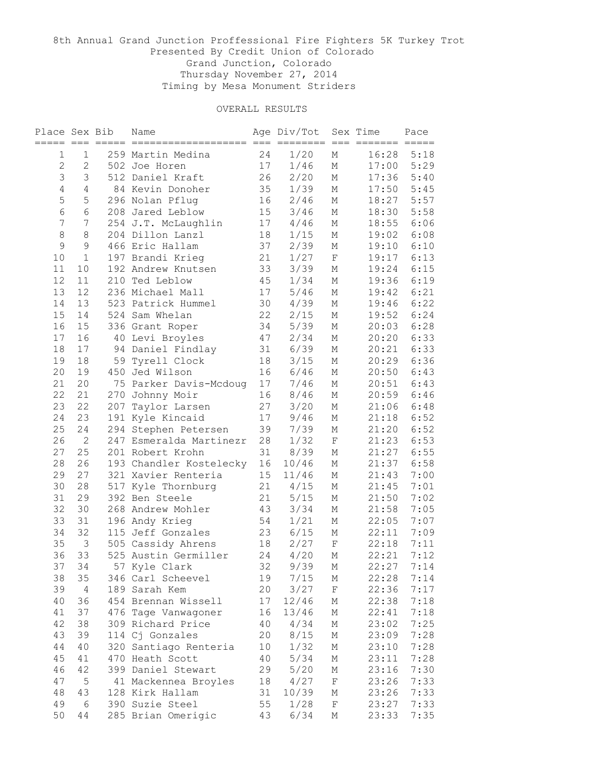8th Annual Grand Junction Proffessional Fire Fighters 5K Turkey Trot
Presented By Credit Union of Colorado
Grand Junction, Colorado
Thursday November 27, 2014
Timing by Mesa Monument Striders

OVERALL RESULTS

| Place | Sex | Bib | Name | Age | Div/Tot | Sex | Time | Pace |
|---|---|---|---|---|---|---|---|---|
| 1 | 1 | 259 | Martin Medina | 24 | 1/20 | M | 16:28 | 5:18 |
| 2 | 2 | 502 | Joe Horen | 17 | 1/46 | M | 17:00 | 5:29 |
| 3 | 3 | 512 | Daniel Kraft | 26 | 2/20 | M | 17:36 | 5:40 |
| 4 | 4 | 84 | Kevin Donoher | 35 | 1/39 | M | 17:50 | 5:45 |
| 5 | 5 | 296 | Nolan Pflug | 16 | 2/46 | M | 18:27 | 5:57 |
| 6 | 6 | 208 | Jared Leblow | 15 | 3/46 | M | 18:30 | 5:58 |
| 7 | 7 | 254 | J.T. McLaughlin | 17 | 4/46 | M | 18:55 | 6:06 |
| 8 | 8 | 204 | Dillon Lanzl | 18 | 1/15 | M | 19:02 | 6:08 |
| 9 | 9 | 466 | Eric Hallam | 37 | 2/39 | M | 19:10 | 6:10 |
| 10 | 1 | 197 | Brandi Krieg | 21 | 1/27 | F | 19:17 | 6:13 |
| 11 | 10 | 192 | Andrew Knutsen | 33 | 3/39 | M | 19:24 | 6:15 |
| 12 | 11 | 210 | Ted Leblow | 45 | 1/34 | M | 19:36 | 6:19 |
| 13 | 12 | 236 | Michael Mall | 17 | 5/46 | M | 19:42 | 6:21 |
| 14 | 13 | 523 | Patrick Hummel | 30 | 4/39 | M | 19:46 | 6:22 |
| 15 | 14 | 524 | Sam Whelan | 22 | 2/15 | M | 19:52 | 6:24 |
| 16 | 15 | 336 | Grant Roper | 34 | 5/39 | M | 20:03 | 6:28 |
| 17 | 16 | 40 | Levi Broyles | 47 | 2/34 | M | 20:20 | 6:33 |
| 18 | 17 | 94 | Daniel Findlay | 31 | 6/39 | M | 20:21 | 6:33 |
| 19 | 18 | 59 | Tyrell Clock | 18 | 3/15 | M | 20:29 | 6:36 |
| 20 | 19 | 450 | Jed Wilson | 16 | 6/46 | M | 20:50 | 6:43 |
| 21 | 20 | 75 | Parker Davis-Mcdoug | 17 | 7/46 | M | 20:51 | 6:43 |
| 22 | 21 | 270 | Johnny Moir | 16 | 8/46 | M | 20:59 | 6:46 |
| 23 | 22 | 207 | Taylor Larsen | 27 | 3/20 | M | 21:06 | 6:48 |
| 24 | 23 | 191 | Kyle Kincaid | 17 | 9/46 | M | 21:18 | 6:52 |
| 25 | 24 | 294 | Stephen Petersen | 39 | 7/39 | M | 21:20 | 6:52 |
| 26 | 2 | 247 | Esmeralda Martinezr | 28 | 1/32 | F | 21:23 | 6:53 |
| 27 | 25 | 201 | Robert Krohn | 31 | 8/39 | M | 21:27 | 6:55 |
| 28 | 26 | 193 | Chandler Kostelecky | 16 | 10/46 | M | 21:37 | 6:58 |
| 29 | 27 | 321 | Xavier Renteria | 15 | 11/46 | M | 21:43 | 7:00 |
| 30 | 28 | 517 | Kyle Thornburg | 21 | 4/15 | M | 21:45 | 7:01 |
| 31 | 29 | 392 | Ben Steele | 21 | 5/15 | M | 21:50 | 7:02 |
| 32 | 30 | 268 | Andrew Mohler | 43 | 3/34 | M | 21:58 | 7:05 |
| 33 | 31 | 196 | Andy Krieg | 54 | 1/21 | M | 22:05 | 7:07 |
| 34 | 32 | 115 | Jeff Gonzales | 23 | 6/15 | M | 22:11 | 7:09 |
| 35 | 3 | 505 | Cassidy Ahrens | 18 | 2/27 | F | 22:18 | 7:11 |
| 36 | 33 | 525 | Austin Germiller | 24 | 4/20 | M | 22:21 | 7:12 |
| 37 | 34 | 57 | Kyle Clark | 32 | 9/39 | M | 22:27 | 7:14 |
| 38 | 35 | 346 | Carl Scheevel | 19 | 7/15 | M | 22:28 | 7:14 |
| 39 | 4 | 189 | Sarah Kem | 20 | 3/27 | F | 22:36 | 7:17 |
| 40 | 36 | 454 | Brennan Wissell | 17 | 12/46 | M | 22:38 | 7:18 |
| 41 | 37 | 476 | Tage Vanwagoner | 16 | 13/46 | M | 22:41 | 7:18 |
| 42 | 38 | 309 | Richard Price | 40 | 4/34 | M | 23:02 | 7:25 |
| 43 | 39 | 114 | Cj Gonzales | 20 | 8/15 | M | 23:09 | 7:28 |
| 44 | 40 | 320 | Santiago Renteria | 10 | 1/32 | M | 23:10 | 7:28 |
| 45 | 41 | 470 | Heath Scott | 40 | 5/34 | M | 23:11 | 7:28 |
| 46 | 42 | 399 | Daniel Stewart | 29 | 5/20 | M | 23:16 | 7:30 |
| 47 | 5 | 41 | Mackennea Broyles | 18 | 4/27 | F | 23:26 | 7:33 |
| 48 | 43 | 128 | Kirk Hallam | 31 | 10/39 | M | 23:26 | 7:33 |
| 49 | 6 | 390 | Suzie Steel | 55 | 1/28 | F | 23:27 | 7:33 |
| 50 | 44 | 285 | Brian Omerigic | 43 | 6/34 | M | 23:33 | 7:35 |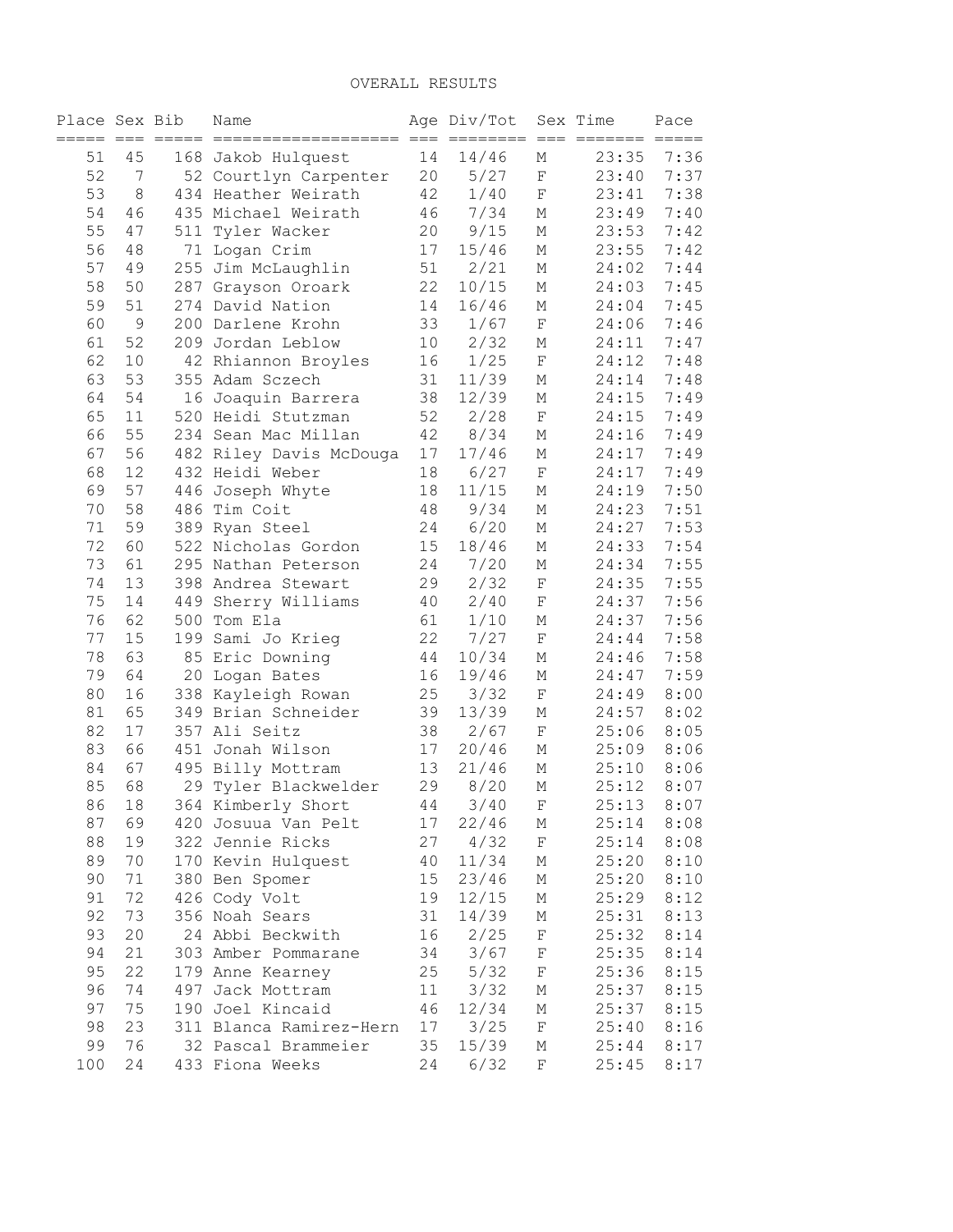OVERALL RESULTS

| Place | Sex | Bib | Name | Age | Div/Tot | Sex | Time | Pace |
|---|---|---|---|---|---|---|---|---|
| 51 | 45 | 168 | Jakob Hulquest | 14 | 14/46 | M | 23:35 | 7:36 |
| 52 | 7 | 52 | Courtlyn Carpenter | 20 | 5/27 | F | 23:40 | 7:37 |
| 53 | 8 | 434 | Heather Weirath | 42 | 1/40 | F | 23:41 | 7:38 |
| 54 | 46 | 435 | Michael Weirath | 46 | 7/34 | M | 23:49 | 7:40 |
| 55 | 47 | 511 | Tyler Wacker | 20 | 9/15 | M | 23:53 | 7:42 |
| 56 | 48 | 71 | Logan Crim | 17 | 15/46 | M | 23:55 | 7:42 |
| 57 | 49 | 255 | Jim McLaughlin | 51 | 2/21 | M | 24:02 | 7:44 |
| 58 | 50 | 287 | Grayson Oroark | 22 | 10/15 | M | 24:03 | 7:45 |
| 59 | 51 | 274 | David Nation | 14 | 16/46 | M | 24:04 | 7:45 |
| 60 | 9 | 200 | Darlene Krohn | 33 | 1/67 | F | 24:06 | 7:46 |
| 61 | 52 | 209 | Jordan Leblow | 10 | 2/32 | M | 24:11 | 7:47 |
| 62 | 10 | 42 | Rhiannon Broyles | 16 | 1/25 | F | 24:12 | 7:48 |
| 63 | 53 | 355 | Adam Sczech | 31 | 11/39 | M | 24:14 | 7:48 |
| 64 | 54 | 16 | Joaquin Barrera | 38 | 12/39 | M | 24:15 | 7:49 |
| 65 | 11 | 520 | Heidi Stutzman | 52 | 2/28 | F | 24:15 | 7:49 |
| 66 | 55 | 234 | Sean Mac Millan | 42 | 8/34 | M | 24:16 | 7:49 |
| 67 | 56 | 482 | Riley Davis McDouga | 17 | 17/46 | M | 24:17 | 7:49 |
| 68 | 12 | 432 | Heidi Weber | 18 | 6/27 | F | 24:17 | 7:49 |
| 69 | 57 | 446 | Joseph Whyte | 18 | 11/15 | M | 24:19 | 7:50 |
| 70 | 58 | 486 | Tim Coit | 48 | 9/34 | M | 24:23 | 7:51 |
| 71 | 59 | 389 | Ryan Steel | 24 | 6/20 | M | 24:27 | 7:53 |
| 72 | 60 | 522 | Nicholas Gordon | 15 | 18/46 | M | 24:33 | 7:54 |
| 73 | 61 | 295 | Nathan Peterson | 24 | 7/20 | M | 24:34 | 7:55 |
| 74 | 13 | 398 | Andrea Stewart | 29 | 2/32 | F | 24:35 | 7:55 |
| 75 | 14 | 449 | Sherry Williams | 40 | 2/40 | F | 24:37 | 7:56 |
| 76 | 62 | 500 | Tom Ela | 61 | 1/10 | M | 24:37 | 7:56 |
| 77 | 15 | 199 | Sami Jo Krieg | 22 | 7/27 | F | 24:44 | 7:58 |
| 78 | 63 | 85 | Eric Downing | 44 | 10/34 | M | 24:46 | 7:58 |
| 79 | 64 | 20 | Logan Bates | 16 | 19/46 | M | 24:47 | 7:59 |
| 80 | 16 | 338 | Kayleigh Rowan | 25 | 3/32 | F | 24:49 | 8:00 |
| 81 | 65 | 349 | Brian Schneider | 39 | 13/39 | M | 24:57 | 8:02 |
| 82 | 17 | 357 | Ali Seitz | 38 | 2/67 | F | 25:06 | 8:05 |
| 83 | 66 | 451 | Jonah Wilson | 17 | 20/46 | M | 25:09 | 8:06 |
| 84 | 67 | 495 | Billy Mottram | 13 | 21/46 | M | 25:10 | 8:06 |
| 85 | 68 | 29 | Tyler Blackwelder | 29 | 8/20 | M | 25:12 | 8:07 |
| 86 | 18 | 364 | Kimberly Short | 44 | 3/40 | F | 25:13 | 8:07 |
| 87 | 69 | 420 | Josuua Van Pelt | 17 | 22/46 | M | 25:14 | 8:08 |
| 88 | 19 | 322 | Jennie Ricks | 27 | 4/32 | F | 25:14 | 8:08 |
| 89 | 70 | 170 | Kevin Hulquest | 40 | 11/34 | M | 25:20 | 8:10 |
| 90 | 71 | 380 | Ben Spomer | 15 | 23/46 | M | 25:20 | 8:10 |
| 91 | 72 | 426 | Cody Volt | 19 | 12/15 | M | 25:29 | 8:12 |
| 92 | 73 | 356 | Noah Sears | 31 | 14/39 | M | 25:31 | 8:13 |
| 93 | 20 | 24 | Abbi Beckwith | 16 | 2/25 | F | 25:32 | 8:14 |
| 94 | 21 | 303 | Amber Pommarane | 34 | 3/67 | F | 25:35 | 8:14 |
| 95 | 22 | 179 | Anne Kearney | 25 | 5/32 | F | 25:36 | 8:15 |
| 96 | 74 | 497 | Jack Mottram | 11 | 3/32 | M | 25:37 | 8:15 |
| 97 | 75 | 190 | Joel Kincaid | 46 | 12/34 | M | 25:37 | 8:15 |
| 98 | 23 | 311 | Blanca Ramirez-Hern | 17 | 3/25 | F | 25:40 | 8:16 |
| 99 | 76 | 32 | Pascal Brammeier | 35 | 15/39 | M | 25:44 | 8:17 |
| 100 | 24 | 433 | Fiona Weeks | 24 | 6/32 | F | 25:45 | 8:17 |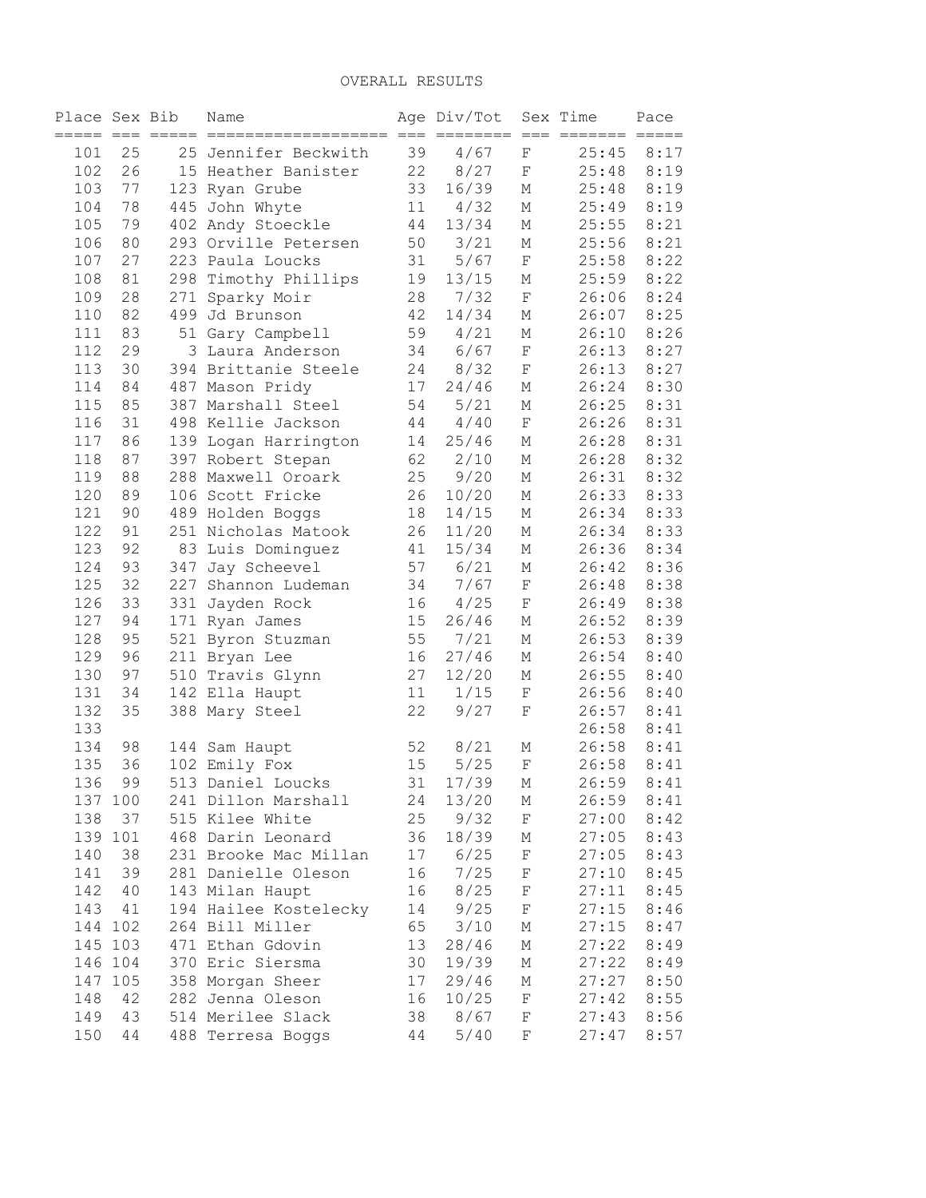OVERALL RESULTS

| Place | Sex | Bib | Name | Age | Div/Tot | Sex | Time | Pace |
|---|---|---|---|---|---|---|---|---|
| 101 | 25 | 25 | Jennifer Beckwith | 39 | 4/67 | F | 25:45 | 8:17 |
| 102 | 26 | 15 | Heather Banister | 22 | 8/27 | F | 25:48 | 8:19 |
| 103 | 77 | 123 | Ryan Grube | 33 | 16/39 | M | 25:48 | 8:19 |
| 104 | 78 | 445 | John Whyte | 11 | 4/32 | M | 25:49 | 8:19 |
| 105 | 79 | 402 | Andy Stoeckle | 44 | 13/34 | M | 25:55 | 8:21 |
| 106 | 80 | 293 | Orville Petersen | 50 | 3/21 | M | 25:56 | 8:21 |
| 107 | 27 | 223 | Paula Loucks | 31 | 5/67 | F | 25:58 | 8:22 |
| 108 | 81 | 298 | Timothy Phillips | 19 | 13/15 | M | 25:59 | 8:22 |
| 109 | 28 | 271 | Sparky Moir | 28 | 7/32 | F | 26:06 | 8:24 |
| 110 | 82 | 499 | Jd Brunson | 42 | 14/34 | M | 26:07 | 8:25 |
| 111 | 83 | 51 | Gary Campbell | 59 | 4/21 | M | 26:10 | 8:26 |
| 112 | 29 | 3 | Laura Anderson | 34 | 6/67 | F | 26:13 | 8:27 |
| 113 | 30 | 394 | Brittanie Steele | 24 | 8/32 | F | 26:13 | 8:27 |
| 114 | 84 | 487 | Mason Pridy | 17 | 24/46 | M | 26:24 | 8:30 |
| 115 | 85 | 387 | Marshall Steel | 54 | 5/21 | M | 26:25 | 8:31 |
| 116 | 31 | 498 | Kellie Jackson | 44 | 4/40 | F | 26:26 | 8:31 |
| 117 | 86 | 139 | Logan Harrington | 14 | 25/46 | M | 26:28 | 8:31 |
| 118 | 87 | 397 | Robert Stepan | 62 | 2/10 | M | 26:28 | 8:32 |
| 119 | 88 | 288 | Maxwell Oroark | 25 | 9/20 | M | 26:31 | 8:32 |
| 120 | 89 | 106 | Scott Fricke | 26 | 10/20 | M | 26:33 | 8:33 |
| 121 | 90 | 489 | Holden Boggs | 18 | 14/15 | M | 26:34 | 8:33 |
| 122 | 91 | 251 | Nicholas Matook | 26 | 11/20 | M | 26:34 | 8:33 |
| 123 | 92 | 83 | Luis Dominguez | 41 | 15/34 | M | 26:36 | 8:34 |
| 124 | 93 | 347 | Jay Scheevel | 57 | 6/21 | M | 26:42 | 8:36 |
| 125 | 32 | 227 | Shannon Ludeman | 34 | 7/67 | F | 26:48 | 8:38 |
| 126 | 33 | 331 | Jayden Rock | 16 | 4/25 | F | 26:49 | 8:38 |
| 127 | 94 | 171 | Ryan James | 15 | 26/46 | M | 26:52 | 8:39 |
| 128 | 95 | 521 | Byron Stuzman | 55 | 7/21 | M | 26:53 | 8:39 |
| 129 | 96 | 211 | Bryan Lee | 16 | 27/46 | M | 26:54 | 8:40 |
| 130 | 97 | 510 | Travis Glynn | 27 | 12/20 | M | 26:55 | 8:40 |
| 131 | 34 | 142 | Ella Haupt | 11 | 1/15 | F | 26:56 | 8:40 |
| 132 | 35 | 388 | Mary Steel | 22 | 9/27 | F | 26:57 | 8:41 |
| 133 | | | | | | | 26:58 | 8:41 |
| 134 | 98 | 144 | Sam Haupt | 52 | 8/21 | M | 26:58 | 8:41 |
| 135 | 36 | 102 | Emily Fox | 15 | 5/25 | F | 26:58 | 8:41 |
| 136 | 99 | 513 | Daniel Loucks | 31 | 17/39 | M | 26:59 | 8:41 |
| 137 | 100 | 241 | Dillon Marshall | 24 | 13/20 | M | 26:59 | 8:41 |
| 138 | 37 | 515 | Kilee White | 25 | 9/32 | F | 27:00 | 8:42 |
| 139 | 101 | 468 | Darin Leonard | 36 | 18/39 | M | 27:05 | 8:43 |
| 140 | 38 | 231 | Brooke Mac Millan | 17 | 6/25 | F | 27:05 | 8:43 |
| 141 | 39 | 281 | Danielle Oleson | 16 | 7/25 | F | 27:10 | 8:45 |
| 142 | 40 | 143 | Milan Haupt | 16 | 8/25 | F | 27:11 | 8:45 |
| 143 | 41 | 194 | Hailee Kostelecky | 14 | 9/25 | F | 27:15 | 8:46 |
| 144 | 102 | 264 | Bill Miller | 65 | 3/10 | M | 27:15 | 8:47 |
| 145 | 103 | 471 | Ethan Gdovin | 13 | 28/46 | M | 27:22 | 8:49 |
| 146 | 104 | 370 | Eric Siersma | 30 | 19/39 | M | 27:22 | 8:49 |
| 147 | 105 | 358 | Morgan Sheer | 17 | 29/46 | M | 27:27 | 8:50 |
| 148 | 42 | 282 | Jenna Oleson | 16 | 10/25 | F | 27:42 | 8:55 |
| 149 | 43 | 514 | Merilee Slack | 38 | 8/67 | F | 27:43 | 8:56 |
| 150 | 44 | 488 | Terresa Boggs | 44 | 5/40 | F | 27:47 | 8:57 |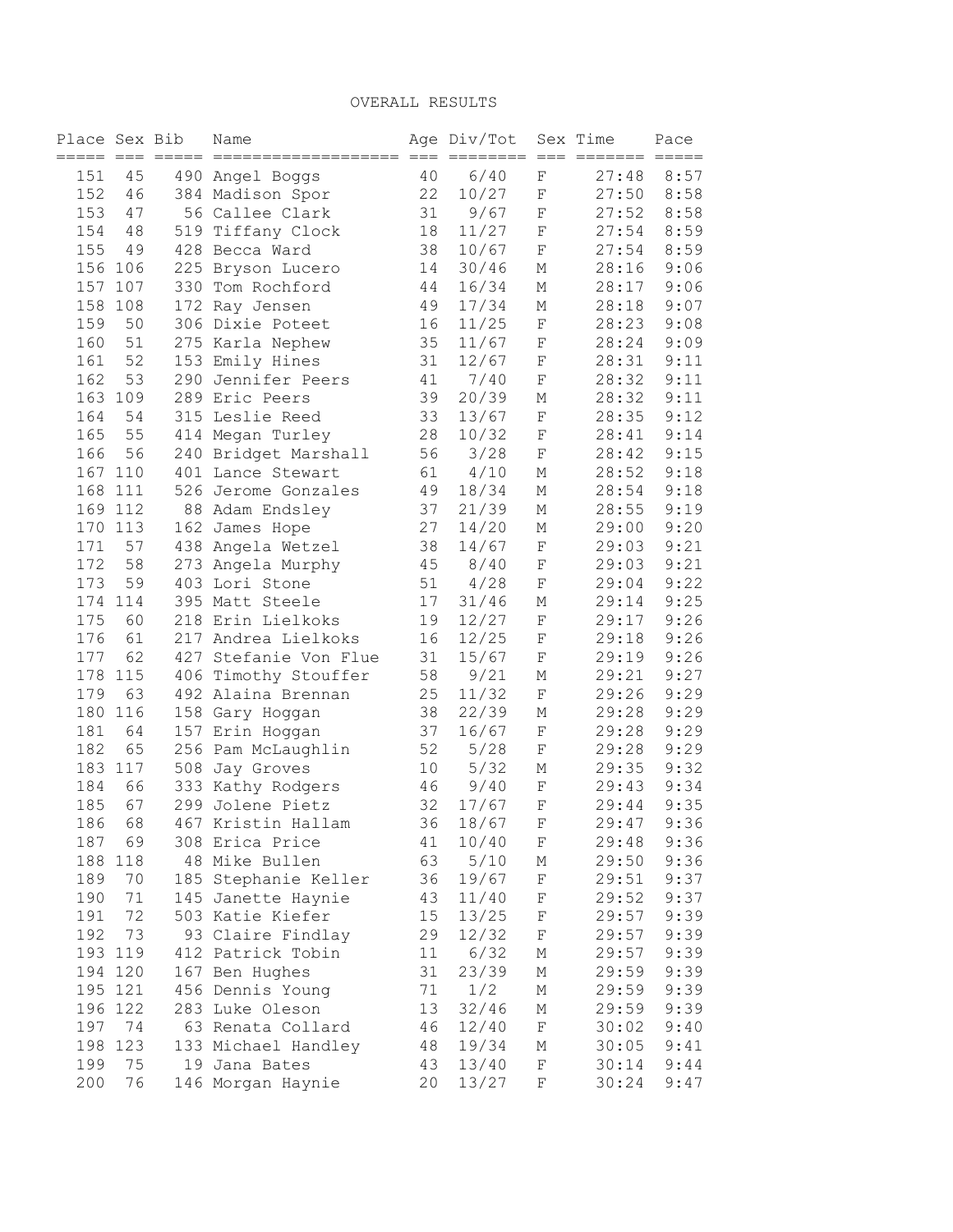OVERALL RESULTS

| Place | Sex | Bib | Name | Age | Div/Tot | Sex | Time | Pace |
|---|---|---|---|---|---|---|---|---|
| 151 | 45 | 490 | Angel Boggs | 40 | 6/40 | F | 27:48 | 8:57 |
| 152 | 46 | 384 | Madison Spor | 22 | 10/27 | F | 27:50 | 8:58 |
| 153 | 47 | 56 | Callee Clark | 31 | 9/67 | F | 27:52 | 8:58 |
| 154 | 48 | 519 | Tiffany Clock | 18 | 11/27 | F | 27:54 | 8:59 |
| 155 | 49 | 428 | Becca Ward | 38 | 10/67 | F | 27:54 | 8:59 |
| 156 | 106 | 225 | Bryson Lucero | 14 | 30/46 | M | 28:16 | 9:06 |
| 157 | 107 | 330 | Tom Rochford | 44 | 16/34 | M | 28:17 | 9:06 |
| 158 | 108 | 172 | Ray Jensen | 49 | 17/34 | M | 28:18 | 9:07 |
| 159 | 50 | 306 | Dixie Poteet | 16 | 11/25 | F | 28:23 | 9:08 |
| 160 | 51 | 275 | Karla Nephew | 35 | 11/67 | F | 28:24 | 9:09 |
| 161 | 52 | 153 | Emily Hines | 31 | 12/67 | F | 28:31 | 9:11 |
| 162 | 53 | 290 | Jennifer Peers | 41 | 7/40 | F | 28:32 | 9:11 |
| 163 | 109 | 289 | Eric Peers | 39 | 20/39 | M | 28:32 | 9:11 |
| 164 | 54 | 315 | Leslie Reed | 33 | 13/67 | F | 28:35 | 9:12 |
| 165 | 55 | 414 | Megan Turley | 28 | 10/32 | F | 28:41 | 9:14 |
| 166 | 56 | 240 | Bridget Marshall | 56 | 3/28 | F | 28:42 | 9:15 |
| 167 | 110 | 401 | Lance Stewart | 61 | 4/10 | M | 28:52 | 9:18 |
| 168 | 111 | 526 | Jerome Gonzales | 49 | 18/34 | M | 28:54 | 9:18 |
| 169 | 112 | 88 | Adam Endsley | 37 | 21/39 | M | 28:55 | 9:19 |
| 170 | 113 | 162 | James Hope | 27 | 14/20 | M | 29:00 | 9:20 |
| 171 | 57 | 438 | Angela Wetzel | 38 | 14/67 | F | 29:03 | 9:21 |
| 172 | 58 | 273 | Angela Murphy | 45 | 8/40 | F | 29:03 | 9:21 |
| 173 | 59 | 403 | Lori Stone | 51 | 4/28 | F | 29:04 | 9:22 |
| 174 | 114 | 395 | Matt Steele | 17 | 31/46 | M | 29:14 | 9:25 |
| 175 | 60 | 218 | Erin Lielkoks | 19 | 12/27 | F | 29:17 | 9:26 |
| 176 | 61 | 217 | Andrea Lielkoks | 16 | 12/25 | F | 29:18 | 9:26 |
| 177 | 62 | 427 | Stefanie Von Flue | 31 | 15/67 | F | 29:19 | 9:26 |
| 178 | 115 | 406 | Timothy Stouffer | 58 | 9/21 | M | 29:21 | 9:27 |
| 179 | 63 | 492 | Alaina Brennan | 25 | 11/32 | F | 29:26 | 9:29 |
| 180 | 116 | 158 | Gary Hoggan | 38 | 22/39 | M | 29:28 | 9:29 |
| 181 | 64 | 157 | Erin Hoggan | 37 | 16/67 | F | 29:28 | 9:29 |
| 182 | 65 | 256 | Pam McLaughlin | 52 | 5/28 | F | 29:28 | 9:29 |
| 183 | 117 | 508 | Jay Groves | 10 | 5/32 | M | 29:35 | 9:32 |
| 184 | 66 | 333 | Kathy Rodgers | 46 | 9/40 | F | 29:43 | 9:34 |
| 185 | 67 | 299 | Jolene Pietz | 32 | 17/67 | F | 29:44 | 9:35 |
| 186 | 68 | 467 | Kristin Hallam | 36 | 18/67 | F | 29:47 | 9:36 |
| 187 | 69 | 308 | Erica Price | 41 | 10/40 | F | 29:48 | 9:36 |
| 188 | 118 | 48 | Mike Bullen | 63 | 5/10 | M | 29:50 | 9:36 |
| 189 | 70 | 185 | Stephanie Keller | 36 | 19/67 | F | 29:51 | 9:37 |
| 190 | 71 | 145 | Janette Haynie | 43 | 11/40 | F | 29:52 | 9:37 |
| 191 | 72 | 503 | Katie Kiefer | 15 | 13/25 | F | 29:57 | 9:39 |
| 192 | 73 | 93 | Claire Findlay | 29 | 12/32 | F | 29:57 | 9:39 |
| 193 | 119 | 412 | Patrick Tobin | 11 | 6/32 | M | 29:57 | 9:39 |
| 194 | 120 | 167 | Ben Hughes | 31 | 23/39 | M | 29:59 | 9:39 |
| 195 | 121 | 456 | Dennis Young | 71 | 1/2 | M | 29:59 | 9:39 |
| 196 | 122 | 283 | Luke Oleson | 13 | 32/46 | M | 29:59 | 9:39 |
| 197 | 74 | 63 | Renata Collard | 46 | 12/40 | F | 30:02 | 9:40 |
| 198 | 123 | 133 | Michael Handley | 48 | 19/34 | M | 30:05 | 9:41 |
| 199 | 75 | 19 | Jana Bates | 43 | 13/40 | F | 30:14 | 9:44 |
| 200 | 76 | 146 | Morgan Haynie | 20 | 13/27 | F | 30:24 | 9:47 |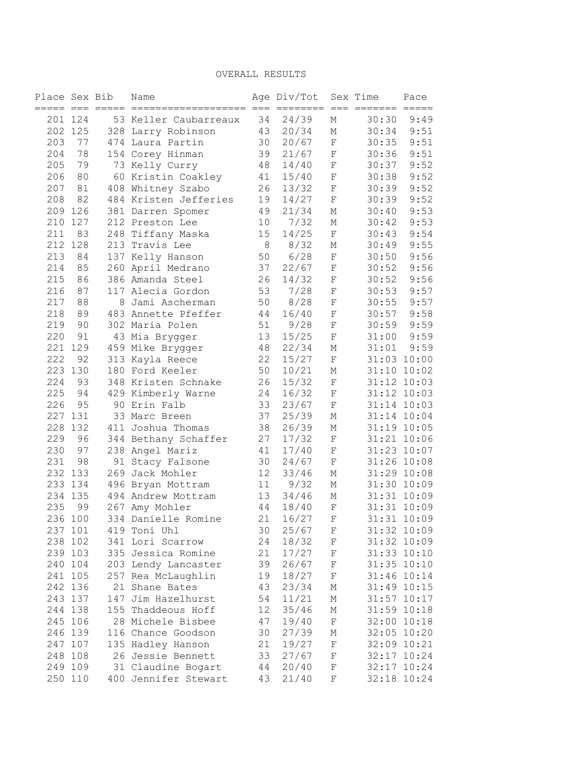# OVERALL RESULTS

| Place | Sex | Bib | Name | Age | Div/Tot | Sex | Time | Pace |
|---|---|---|---|---|---|---|---|---|
| 201 | 124 | 53 | Keller Caubarreaux | 34 | 24/39 | M | 30:30 | 9:49 |
| 202 | 125 | 328 | Larry Robinson | 43 | 20/34 | M | 30:34 | 9:51 |
| 203 | 77 | 474 | Laura Partin | 30 | 20/67 | F | 30:35 | 9:51 |
| 204 | 78 | 154 | Corey Hinman | 39 | 21/67 | F | 30:36 | 9:51 |
| 205 | 79 | 73 | Kelly Curry | 48 | 14/40 | F | 30:37 | 9:52 |
| 206 | 80 | 60 | Kristin Coakley | 41 | 15/40 | F | 30:38 | 9:52 |
| 207 | 81 | 408 | Whitney Szabo | 26 | 13/32 | F | 30:39 | 9:52 |
| 208 | 82 | 484 | Kristen Jefferies | 19 | 14/27 | F | 30:39 | 9:52 |
| 209 | 126 | 381 | Darren Spomer | 49 | 21/34 | M | 30:40 | 9:53 |
| 210 | 127 | 212 | Preston Lee | 10 | 7/32 | M | 30:42 | 9:53 |
| 211 | 83 | 248 | Tiffany Maska | 15 | 14/25 | F | 30:43 | 9:54 |
| 212 | 128 | 213 | Travis Lee | 8 | 8/32 | M | 30:49 | 9:55 |
| 213 | 84 | 137 | Kelly Hanson | 50 | 6/28 | F | 30:50 | 9:56 |
| 214 | 85 | 260 | April Medrano | 37 | 22/67 | F | 30:52 | 9:56 |
| 215 | 86 | 386 | Amanda Steel | 26 | 14/32 | F | 30:52 | 9:56 |
| 216 | 87 | 117 | Alecia Gordon | 53 | 7/28 | F | 30:53 | 9:57 |
| 217 | 88 | 8 | Jami Ascherman | 50 | 8/28 | F | 30:55 | 9:57 |
| 218 | 89 | 483 | Annette Pfeffer | 44 | 16/40 | F | 30:57 | 9:58 |
| 219 | 90 | 302 | Maria Polen | 51 | 9/28 | F | 30:59 | 9:59 |
| 220 | 91 | 43 | Mia Brygger | 13 | 15/25 | F | 31:00 | 9:59 |
| 221 | 129 | 459 | Mike Brygger | 48 | 22/34 | M | 31:01 | 9:59 |
| 222 | 92 | 313 | Kayla Reece | 22 | 15/27 | F | 31:03 | 10:00 |
| 223 | 130 | 180 | Ford Keeler | 50 | 10/21 | M | 31:10 | 10:02 |
| 224 | 93 | 348 | Kristen Schnake | 26 | 15/32 | F | 31:12 | 10:03 |
| 225 | 94 | 429 | Kimberly Warne | 24 | 16/32 | F | 31:12 | 10:03 |
| 226 | 95 | 90 | Erin Falb | 33 | 23/67 | F | 31:14 | 10:03 |
| 227 | 131 | 33 | Marc Breen | 37 | 25/39 | M | 31:14 | 10:04 |
| 228 | 132 | 411 | Joshua Thomas | 38 | 26/39 | M | 31:19 | 10:05 |
| 229 | 96 | 344 | Bethany Schaffer | 27 | 17/32 | F | 31:21 | 10:06 |
| 230 | 97 | 238 | Angel Mariz | 41 | 17/40 | F | 31:23 | 10:07 |
| 231 | 98 | 91 | Stacy Falsone | 30 | 24/67 | F | 31:26 | 10:08 |
| 232 | 133 | 269 | Jack Mohler | 12 | 33/46 | M | 31:29 | 10:08 |
| 233 | 134 | 496 | Bryan Mottram | 11 | 9/32 | M | 31:30 | 10:09 |
| 234 | 135 | 494 | Andrew Mottram | 13 | 34/46 | M | 31:31 | 10:09 |
| 235 | 99 | 267 | Amy Mohler | 44 | 18/40 | F | 31:31 | 10:09 |
| 236 | 100 | 334 | Danielle Romine | 21 | 16/27 | F | 31:31 | 10:09 |
| 237 | 101 | 419 | Toni Uhl | 30 | 25/67 | F | 31:32 | 10:09 |
| 238 | 102 | 341 | Lori Scarrow | 24 | 18/32 | F | 31:32 | 10:09 |
| 239 | 103 | 335 | Jessica Romine | 21 | 17/27 | F | 31:33 | 10:10 |
| 240 | 104 | 203 | Lendy Lancaster | 39 | 26/67 | F | 31:35 | 10:10 |
| 241 | 105 | 257 | Rea McLaughlin | 19 | 18/27 | F | 31:46 | 10:14 |
| 242 | 136 | 21 | Shane Bates | 43 | 23/34 | M | 31:49 | 10:15 |
| 243 | 137 | 147 | Jim Hazelhurst | 54 | 11/21 | M | 31:57 | 10:17 |
| 244 | 138 | 155 | Thaddeous Hoff | 12 | 35/46 | M | 31:59 | 10:18 |
| 245 | 106 | 28 | Michele Bisbee | 47 | 19/40 | F | 32:00 | 10:18 |
| 246 | 139 | 116 | Chance Goodson | 30 | 27/39 | M | 32:05 | 10:20 |
| 247 | 107 | 135 | Hadley Hanson | 21 | 19/27 | F | 32:09 | 10:21 |
| 248 | 108 | 26 | Jessie Bennett | 33 | 27/67 | F | 32:17 | 10:24 |
| 249 | 109 | 31 | Claudine Bogart | 44 | 20/40 | F | 32:17 | 10:24 |
| 250 | 110 | 400 | Jennifer Stewart | 43 | 21/40 | F | 32:18 | 10:24 |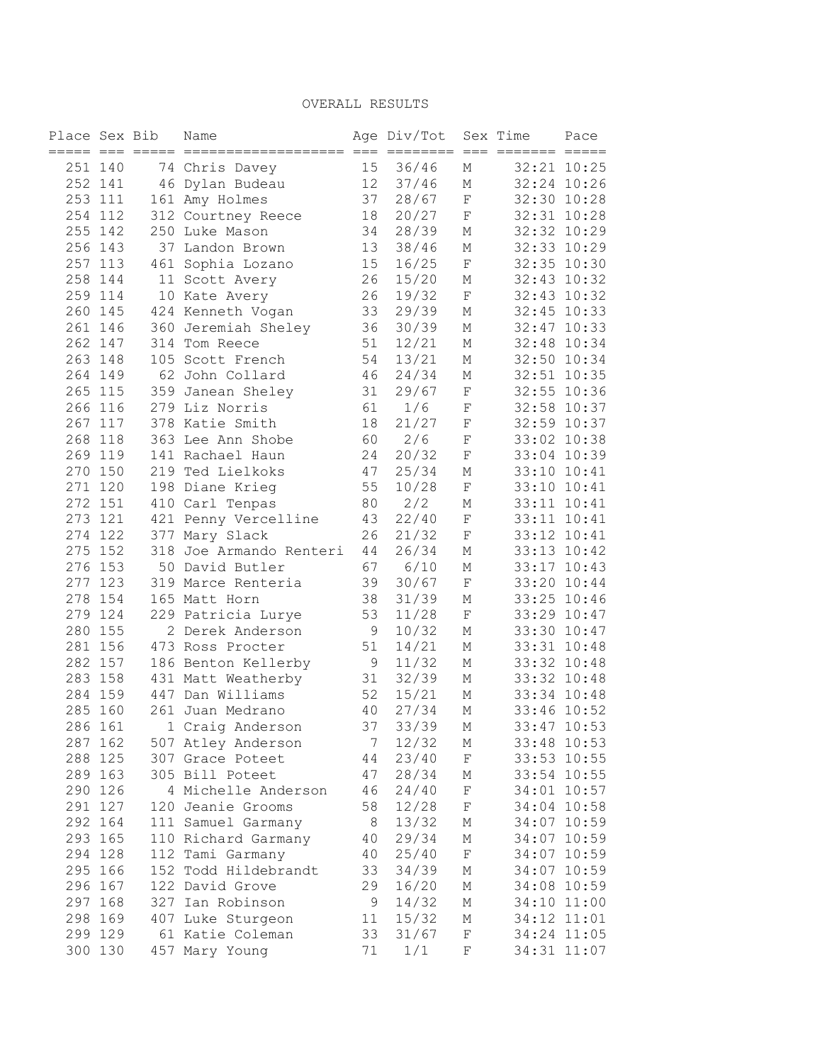# OVERALL RESULTS

| Place | Sex | Bib | Name | Age | Div/Tot | Sex | Time | Pace |
|---|---|---|---|---|---|---|---|---|
| 251 | 140 | 74 | Chris Davey | 15 | 36/46 | M | 32:21 | 10:25 |
| 252 | 141 | 46 | Dylan Budeau | 12 | 37/46 | M | 32:24 | 10:26 |
| 253 | 111 | 161 | Amy Holmes | 37 | 28/67 | F | 32:30 | 10:28 |
| 254 | 112 | 312 | Courtney Reece | 18 | 20/27 | F | 32:31 | 10:28 |
| 255 | 142 | 250 | Luke Mason | 34 | 28/39 | M | 32:32 | 10:29 |
| 256 | 143 | 37 | Landon Brown | 13 | 38/46 | M | 32:33 | 10:29 |
| 257 | 113 | 461 | Sophia Lozano | 15 | 16/25 | F | 32:35 | 10:30 |
| 258 | 144 | 11 | Scott Avery | 26 | 15/20 | M | 32:43 | 10:32 |
| 259 | 114 | 10 | Kate Avery | 26 | 19/32 | F | 32:43 | 10:32 |
| 260 | 145 | 424 | Kenneth Vogan | 33 | 29/39 | M | 32:45 | 10:33 |
| 261 | 146 | 360 | Jeremiah Sheley | 36 | 30/39 | M | 32:47 | 10:33 |
| 262 | 147 | 314 | Tom Reece | 51 | 12/21 | M | 32:48 | 10:34 |
| 263 | 148 | 105 | Scott French | 54 | 13/21 | M | 32:50 | 10:34 |
| 264 | 149 | 62 | John Collard | 46 | 24/34 | M | 32:51 | 10:35 |
| 265 | 115 | 359 | Janean Sheley | 31 | 29/67 | F | 32:55 | 10:36 |
| 266 | 116 | 279 | Liz Norris | 61 | 1/6 | F | 32:58 | 10:37 |
| 267 | 117 | 378 | Katie Smith | 18 | 21/27 | F | 32:59 | 10:37 |
| 268 | 118 | 363 | Lee Ann Shobe | 60 | 2/6 | F | 33:02 | 10:38 |
| 269 | 119 | 141 | Rachael Haun | 24 | 20/32 | F | 33:04 | 10:39 |
| 270 | 150 | 219 | Ted Lielkoks | 47 | 25/34 | M | 33:10 | 10:41 |
| 271 | 120 | 198 | Diane Krieg | 55 | 10/28 | F | 33:10 | 10:41 |
| 272 | 151 | 410 | Carl Tenpas | 80 | 2/2 | M | 33:11 | 10:41 |
| 273 | 121 | 421 | Penny Vercelline | 43 | 22/40 | F | 33:11 | 10:41 |
| 274 | 122 | 377 | Mary Slack | 26 | 21/32 | F | 33:12 | 10:41 |
| 275 | 152 | 318 | Joe Armando Renteri | 44 | 26/34 | M | 33:13 | 10:42 |
| 276 | 153 | 50 | David Butler | 67 | 6/10 | M | 33:17 | 10:43 |
| 277 | 123 | 319 | Marce Renteria | 39 | 30/67 | F | 33:20 | 10:44 |
| 278 | 154 | 165 | Matt Horn | 38 | 31/39 | M | 33:25 | 10:46 |
| 279 | 124 | 229 | Patricia Lurye | 53 | 11/28 | F | 33:29 | 10:47 |
| 280 | 155 | 2 | Derek Anderson | 9 | 10/32 | M | 33:30 | 10:47 |
| 281 | 156 | 473 | Ross Procter | 51 | 14/21 | M | 33:31 | 10:48 |
| 282 | 157 | 186 | Benton Kellerby | 9 | 11/32 | M | 33:32 | 10:48 |
| 283 | 158 | 431 | Matt Weatherby | 31 | 32/39 | M | 33:32 | 10:48 |
| 284 | 159 | 447 | Dan Williams | 52 | 15/21 | M | 33:34 | 10:48 |
| 285 | 160 | 261 | Juan Medrano | 40 | 27/34 | M | 33:46 | 10:52 |
| 286 | 161 | 1 | Craig Anderson | 37 | 33/39 | M | 33:47 | 10:53 |
| 287 | 162 | 507 | Atley Anderson | 7 | 12/32 | M | 33:48 | 10:53 |
| 288 | 125 | 307 | Grace Poteet | 44 | 23/40 | F | 33:53 | 10:55 |
| 289 | 163 | 305 | Bill Poteet | 47 | 28/34 | M | 33:54 | 10:55 |
| 290 | 126 | 4 | Michelle Anderson | 46 | 24/40 | F | 34:01 | 10:57 |
| 291 | 127 | 120 | Jeanie Grooms | 58 | 12/28 | F | 34:04 | 10:58 |
| 292 | 164 | 111 | Samuel Garmany | 8 | 13/32 | M | 34:07 | 10:59 |
| 293 | 165 | 110 | Richard Garmany | 40 | 29/34 | M | 34:07 | 10:59 |
| 294 | 128 | 112 | Tami Garmany | 40 | 25/40 | F | 34:07 | 10:59 |
| 295 | 166 | 152 | Todd Hildebrandt | 33 | 34/39 | M | 34:07 | 10:59 |
| 296 | 167 | 122 | David Grove | 29 | 16/20 | M | 34:08 | 10:59 |
| 297 | 168 | 327 | Ian Robinson | 9 | 14/32 | M | 34:10 | 11:00 |
| 298 | 169 | 407 | Luke Sturgeon | 11 | 15/32 | M | 34:12 | 11:01 |
| 299 | 129 | 61 | Katie Coleman | 33 | 31/67 | F | 34:24 | 11:05 |
| 300 | 130 | 457 | Mary Young | 71 | 1/1 | F | 34:31 | 11:07 |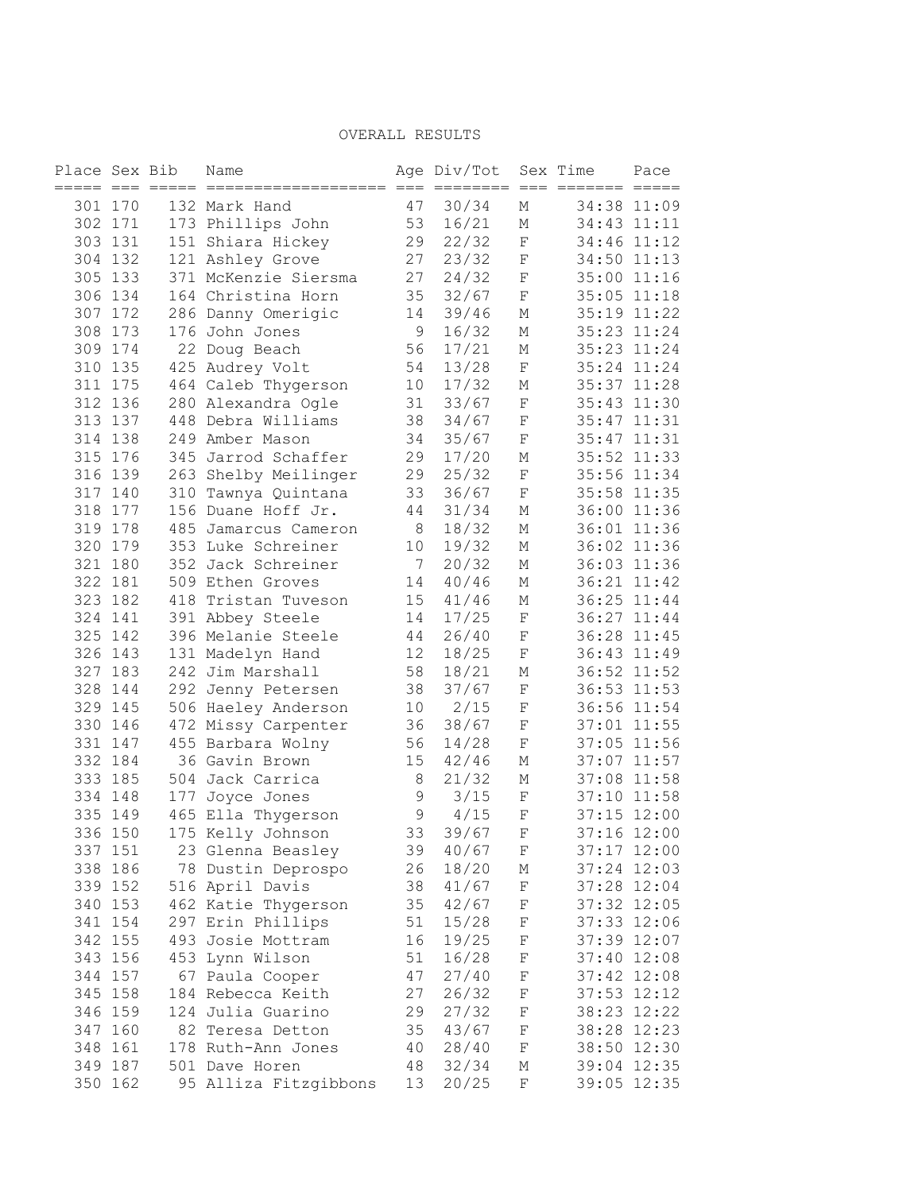OVERALL RESULTS

| Place | Sex | Bib | Name | Age | Div/Tot | Sex | Time | Pace |
|---|---|---|---|---|---|---|---|---|
| 301 | 170 | 132 | Mark Hand | 47 | 30/34 | M | 34:38 | 11:09 |
| 302 | 171 | 173 | Phillips John | 53 | 16/21 | M | 34:43 | 11:11 |
| 303 | 131 | 151 | Shiara Hickey | 29 | 22/32 | F | 34:46 | 11:12 |
| 304 | 132 | 121 | Ashley Grove | 27 | 23/32 | F | 34:50 | 11:13 |
| 305 | 133 | 371 | McKenzie Siersma | 27 | 24/32 | F | 35:00 | 11:16 |
| 306 | 134 | 164 | Christina Horn | 35 | 32/67 | F | 35:05 | 11:18 |
| 307 | 172 | 286 | Danny Omerigic | 14 | 39/46 | M | 35:19 | 11:22 |
| 308 | 173 | 176 | John Jones | 9 | 16/32 | M | 35:23 | 11:24 |
| 309 | 174 | 22 | Doug Beach | 56 | 17/21 | M | 35:23 | 11:24 |
| 310 | 135 | 425 | Audrey Volt | 54 | 13/28 | F | 35:24 | 11:24 |
| 311 | 175 | 464 | Caleb Thygerson | 10 | 17/32 | M | 35:37 | 11:28 |
| 312 | 136 | 280 | Alexandra Ogle | 31 | 33/67 | F | 35:43 | 11:30 |
| 313 | 137 | 448 | Debra Williams | 38 | 34/67 | F | 35:47 | 11:31 |
| 314 | 138 | 249 | Amber Mason | 34 | 35/67 | F | 35:47 | 11:31 |
| 315 | 176 | 345 | Jarrod Schaffer | 29 | 17/20 | M | 35:52 | 11:33 |
| 316 | 139 | 263 | Shelby Meilinger | 29 | 25/32 | F | 35:56 | 11:34 |
| 317 | 140 | 310 | Tawnya Quintana | 33 | 36/67 | F | 35:58 | 11:35 |
| 318 | 177 | 156 | Duane Hoff Jr. | 44 | 31/34 | M | 36:00 | 11:36 |
| 319 | 178 | 485 | Jamarcus Cameron | 8 | 18/32 | M | 36:01 | 11:36 |
| 320 | 179 | 353 | Luke Schreiner | 10 | 19/32 | M | 36:02 | 11:36 |
| 321 | 180 | 352 | Jack Schreiner | 7 | 20/32 | M | 36:03 | 11:36 |
| 322 | 181 | 509 | Ethen Groves | 14 | 40/46 | M | 36:21 | 11:42 |
| 323 | 182 | 418 | Tristan Tuveson | 15 | 41/46 | M | 36:25 | 11:44 |
| 324 | 141 | 391 | Abbey Steele | 14 | 17/25 | F | 36:27 | 11:44 |
| 325 | 142 | 396 | Melanie Steele | 44 | 26/40 | F | 36:28 | 11:45 |
| 326 | 143 | 131 | Madelyn Hand | 12 | 18/25 | F | 36:43 | 11:49 |
| 327 | 183 | 242 | Jim Marshall | 58 | 18/21 | M | 36:52 | 11:52 |
| 328 | 144 | 292 | Jenny Petersen | 38 | 37/67 | F | 36:53 | 11:53 |
| 329 | 145 | 506 | Haeley Anderson | 10 | 2/15 | F | 36:56 | 11:54 |
| 330 | 146 | 472 | Missy Carpenter | 36 | 38/67 | F | 37:01 | 11:55 |
| 331 | 147 | 455 | Barbara Wolny | 56 | 14/28 | F | 37:05 | 11:56 |
| 332 | 184 | 36 | Gavin Brown | 15 | 42/46 | M | 37:07 | 11:57 |
| 333 | 185 | 504 | Jack Carrica | 8 | 21/32 | M | 37:08 | 11:58 |
| 334 | 148 | 177 | Joyce Jones | 9 | 3/15 | F | 37:10 | 11:58 |
| 335 | 149 | 465 | Ella Thygerson | 9 | 4/15 | F | 37:15 | 12:00 |
| 336 | 150 | 175 | Kelly Johnson | 33 | 39/67 | F | 37:16 | 12:00 |
| 337 | 151 | 23 | Glenna Beasley | 39 | 40/67 | F | 37:17 | 12:00 |
| 338 | 186 | 78 | Dustin Deprospo | 26 | 18/20 | M | 37:24 | 12:03 |
| 339 | 152 | 516 | April Davis | 38 | 41/67 | F | 37:28 | 12:04 |
| 340 | 153 | 462 | Katie Thygerson | 35 | 42/67 | F | 37:32 | 12:05 |
| 341 | 154 | 297 | Erin Phillips | 51 | 15/28 | F | 37:33 | 12:06 |
| 342 | 155 | 493 | Josie Mottram | 16 | 19/25 | F | 37:39 | 12:07 |
| 343 | 156 | 453 | Lynn Wilson | 51 | 16/28 | F | 37:40 | 12:08 |
| 344 | 157 | 67 | Paula Cooper | 47 | 27/40 | F | 37:42 | 12:08 |
| 345 | 158 | 184 | Rebecca Keith | 27 | 26/32 | F | 37:53 | 12:12 |
| 346 | 159 | 124 | Julia Guarino | 29 | 27/32 | F | 38:23 | 12:22 |
| 347 | 160 | 82 | Teresa Detton | 35 | 43/67 | F | 38:28 | 12:23 |
| 348 | 161 | 178 | Ruth-Ann Jones | 40 | 28/40 | F | 38:50 | 12:30 |
| 349 | 187 | 501 | Dave Horen | 48 | 32/34 | M | 39:04 | 12:35 |
| 350 | 162 | 95 | Alliza Fitzgibbons | 13 | 20/25 | F | 39:05 | 12:35 |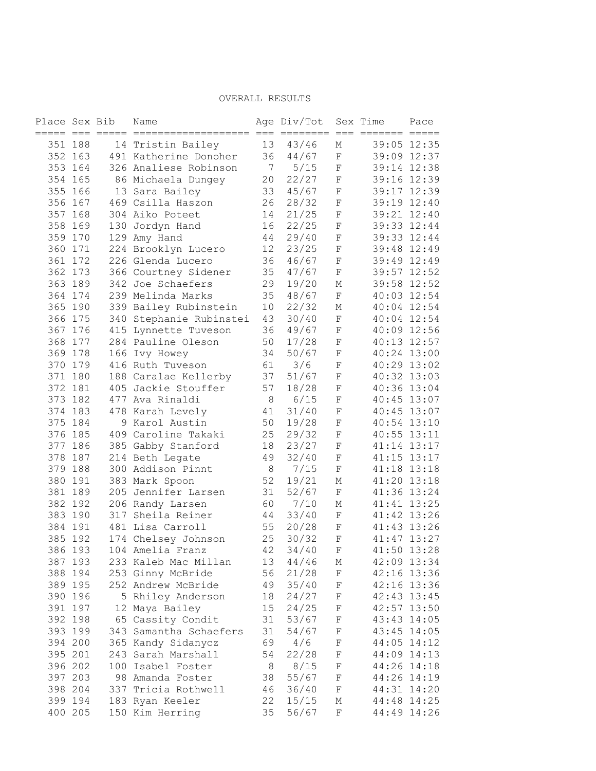OVERALL RESULTS

| Place | Sex | Bib | Name | Age | Div/Tot | Sex | Time | Pace |
|---|---|---|---|---|---|---|---|---|
| 351 | 188 | 14 | Tristin Bailey | 13 | 43/46 | M | 39:05 | 12:35 |
| 352 | 163 | 491 | Katherine Donoher | 36 | 44/67 | F | 39:09 | 12:37 |
| 353 | 164 | 326 | Analiese Robinson | 7 | 5/15 | F | 39:14 | 12:38 |
| 354 | 165 | 86 | Michaela Dungey | 20 | 22/27 | F | 39:16 | 12:39 |
| 355 | 166 | 13 | Sara Bailey | 33 | 45/67 | F | 39:17 | 12:39 |
| 356 | 167 | 469 | Csilla Haszon | 26 | 28/32 | F | 39:19 | 12:40 |
| 357 | 168 | 304 | Aiko Poteet | 14 | 21/25 | F | 39:21 | 12:40 |
| 358 | 169 | 130 | Jordyn Hand | 16 | 22/25 | F | 39:33 | 12:44 |
| 359 | 170 | 129 | Amy Hand | 44 | 29/40 | F | 39:33 | 12:44 |
| 360 | 171 | 224 | Brooklyn Lucero | 12 | 23/25 | F | 39:48 | 12:49 |
| 361 | 172 | 226 | Glenda Lucero | 36 | 46/67 | F | 39:49 | 12:49 |
| 362 | 173 | 366 | Courtney Sidener | 35 | 47/67 | F | 39:57 | 12:52 |
| 363 | 189 | 342 | Joe Schaefers | 29 | 19/20 | M | 39:58 | 12:52 |
| 364 | 174 | 239 | Melinda Marks | 35 | 48/67 | F | 40:03 | 12:54 |
| 365 | 190 | 339 | Bailey Rubinstein | 10 | 22/32 | M | 40:04 | 12:54 |
| 366 | 175 | 340 | Stephanie Rubinstei | 43 | 30/40 | F | 40:04 | 12:54 |
| 367 | 176 | 415 | Lynnette Tuveson | 36 | 49/67 | F | 40:09 | 12:56 |
| 368 | 177 | 284 | Pauline Oleson | 50 | 17/28 | F | 40:13 | 12:57 |
| 369 | 178 | 166 | Ivy Howey | 34 | 50/67 | F | 40:24 | 13:00 |
| 370 | 179 | 416 | Ruth Tuveson | 61 | 3/6 | F | 40:29 | 13:02 |
| 371 | 180 | 188 | Caralae Kellerby | 37 | 51/67 | F | 40:32 | 13:03 |
| 372 | 181 | 405 | Jackie Stouffer | 57 | 18/28 | F | 40:36 | 13:04 |
| 373 | 182 | 477 | Ava Rinaldi | 8 | 6/15 | F | 40:45 | 13:07 |
| 374 | 183 | 478 | Karah Levely | 41 | 31/40 | F | 40:45 | 13:07 |
| 375 | 184 | 9 | Karol Austin | 50 | 19/28 | F | 40:54 | 13:10 |
| 376 | 185 | 409 | Caroline Takaki | 25 | 29/32 | F | 40:55 | 13:11 |
| 377 | 186 | 385 | Gabby Stanford | 18 | 23/27 | F | 41:14 | 13:17 |
| 378 | 187 | 214 | Beth Legate | 49 | 32/40 | F | 41:15 | 13:17 |
| 379 | 188 | 300 | Addison Pinnt | 8 | 7/15 | F | 41:18 | 13:18 |
| 380 | 191 | 383 | Mark Spoon | 52 | 19/21 | M | 41:20 | 13:18 |
| 381 | 189 | 205 | Jennifer Larsen | 31 | 52/67 | F | 41:36 | 13:24 |
| 382 | 192 | 206 | Randy Larsen | 60 | 7/10 | M | 41:41 | 13:25 |
| 383 | 190 | 317 | Sheila Reiner | 44 | 33/40 | F | 41:42 | 13:26 |
| 384 | 191 | 481 | Lisa Carroll | 55 | 20/28 | F | 41:43 | 13:26 |
| 385 | 192 | 174 | Chelsey Johnson | 25 | 30/32 | F | 41:47 | 13:27 |
| 386 | 193 | 104 | Amelia Franz | 42 | 34/40 | F | 41:50 | 13:28 |
| 387 | 193 | 233 | Kaleb Mac Millan | 13 | 44/46 | M | 42:09 | 13:34 |
| 388 | 194 | 253 | Ginny McBride | 56 | 21/28 | F | 42:16 | 13:36 |
| 389 | 195 | 252 | Andrew McBride | 49 | 35/40 | F | 42:16 | 13:36 |
| 390 | 196 | 5 | Rhiley Anderson | 18 | 24/27 | F | 42:43 | 13:45 |
| 391 | 197 | 12 | Maya Bailey | 15 | 24/25 | F | 42:57 | 13:50 |
| 392 | 198 | 65 | Cassity Condit | 31 | 53/67 | F | 43:43 | 14:05 |
| 393 | 199 | 343 | Samantha Schaefers | 31 | 54/67 | F | 43:45 | 14:05 |
| 394 | 200 | 365 | Kandy Sidanycz | 69 | 4/6 | F | 44:05 | 14:12 |
| 395 | 201 | 243 | Sarah Marshall | 54 | 22/28 | F | 44:09 | 14:13 |
| 396 | 202 | 100 | Isabel Foster | 8 | 8/15 | F | 44:26 | 14:18 |
| 397 | 203 | 98 | Amanda Foster | 38 | 55/67 | F | 44:26 | 14:19 |
| 398 | 204 | 337 | Tricia Rothwell | 46 | 36/40 | F | 44:31 | 14:20 |
| 399 | 194 | 183 | Ryan Keeler | 22 | 15/15 | M | 44:48 | 14:25 |
| 400 | 205 | 150 | Kim Herring | 35 | 56/67 | F | 44:49 | 14:26 |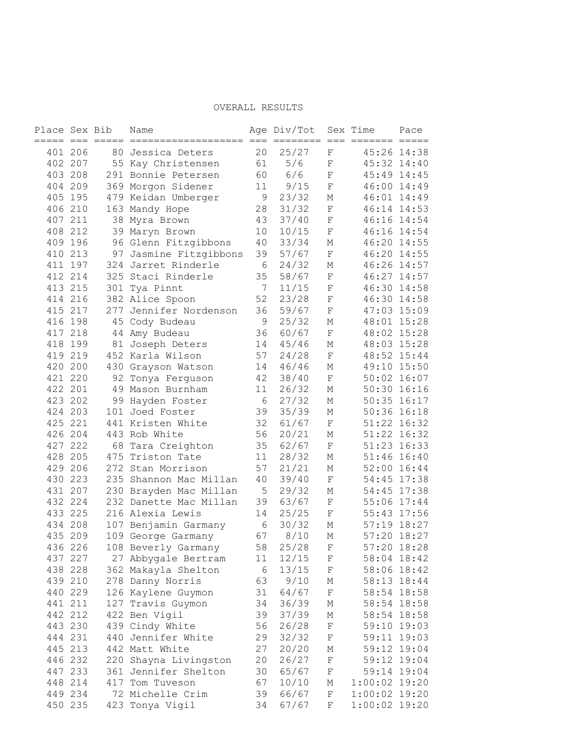OVERALL RESULTS

| Place | Sex | Bib | Name | Age | Div/Tot | Sex | Time | Pace |
|---|---|---|---|---|---|---|---|---|
| 401 | 206 | 80 | Jessica Deters | 20 | 25/27 | F | 45:26 | 14:38 |
| 402 | 207 | 55 | Kay Christensen | 61 | 5/6 | F | 45:32 | 14:40 |
| 403 | 208 | 291 | Bonnie Petersen | 60 | 6/6 | F | 45:49 | 14:45 |
| 404 | 209 | 369 | Morgon Sidener | 11 | 9/15 | F | 46:00 | 14:49 |
| 405 | 195 | 479 | Keidan Umberger | 9 | 23/32 | M | 46:01 | 14:49 |
| 406 | 210 | 163 | Mandy Hope | 28 | 31/32 | F | 46:14 | 14:53 |
| 407 | 211 | 38 | Myra Brown | 43 | 37/40 | F | 46:16 | 14:54 |
| 408 | 212 | 39 | Maryn Brown | 10 | 10/15 | F | 46:16 | 14:54 |
| 409 | 196 | 96 | Glenn Fitzgibbons | 40 | 33/34 | M | 46:20 | 14:55 |
| 410 | 213 | 97 | Jasmine Fitzgibbons | 39 | 57/67 | F | 46:20 | 14:55 |
| 411 | 197 | 324 | Jarret Rinderle | 6 | 24/32 | M | 46:26 | 14:57 |
| 412 | 214 | 325 | Staci Rinderle | 35 | 58/67 | F | 46:27 | 14:57 |
| 413 | 215 | 301 | Tya Pinnt | 7 | 11/15 | F | 46:30 | 14:58 |
| 414 | 216 | 382 | Alice Spoon | 52 | 23/28 | F | 46:30 | 14:58 |
| 415 | 217 | 277 | Jennifer Nordenson | 36 | 59/67 | F | 47:03 | 15:09 |
| 416 | 198 | 45 | Cody Budeau | 9 | 25/32 | M | 48:01 | 15:28 |
| 417 | 218 | 44 | Amy Budeau | 36 | 60/67 | F | 48:02 | 15:28 |
| 418 | 199 | 81 | Joseph Deters | 14 | 45/46 | M | 48:03 | 15:28 |
| 419 | 219 | 452 | Karla Wilson | 57 | 24/28 | F | 48:52 | 15:44 |
| 420 | 200 | 430 | Grayson Watson | 14 | 46/46 | M | 49:10 | 15:50 |
| 421 | 220 | 92 | Tonya Ferguson | 42 | 38/40 | F | 50:02 | 16:07 |
| 422 | 201 | 49 | Mason Burnham | 11 | 26/32 | M | 50:30 | 16:16 |
| 423 | 202 | 99 | Hayden Foster | 6 | 27/32 | M | 50:35 | 16:17 |
| 424 | 203 | 101 | Joed Foster | 39 | 35/39 | M | 50:36 | 16:18 |
| 425 | 221 | 441 | Kristen White | 32 | 61/67 | F | 51:22 | 16:32 |
| 426 | 204 | 443 | Rob White | 56 | 20/21 | M | 51:22 | 16:32 |
| 427 | 222 | 68 | Tara Creighton | 35 | 62/67 | F | 51:23 | 16:33 |
| 428 | 205 | 475 | Triston Tate | 11 | 28/32 | M | 51:46 | 16:40 |
| 429 | 206 | 272 | Stan Morrison | 57 | 21/21 | M | 52:00 | 16:44 |
| 430 | 223 | 235 | Shannon Mac Millan | 40 | 39/40 | F | 54:45 | 17:38 |
| 431 | 207 | 230 | Brayden Mac Millan | 5 | 29/32 | M | 54:45 | 17:38 |
| 432 | 224 | 232 | Danette Mac Millan | 39 | 63/67 | F | 55:06 | 17:44 |
| 433 | 225 | 216 | Alexia Lewis | 14 | 25/25 | F | 55:43 | 17:56 |
| 434 | 208 | 107 | Benjamin Garmany | 6 | 30/32 | M | 57:19 | 18:27 |
| 435 | 209 | 109 | George Garmany | 67 | 8/10 | M | 57:20 | 18:27 |
| 436 | 226 | 108 | Beverly Garmany | 58 | 25/28 | F | 57:20 | 18:28 |
| 437 | 227 | 27 | Abbygale Bertram | 11 | 12/15 | F | 58:04 | 18:42 |
| 438 | 228 | 362 | Makayla Shelton | 6 | 13/15 | F | 58:06 | 18:42 |
| 439 | 210 | 278 | Danny Norris | 63 | 9/10 | M | 58:13 | 18:44 |
| 440 | 229 | 126 | Kaylene Guymon | 31 | 64/67 | F | 58:54 | 18:58 |
| 441 | 211 | 127 | Travis Guymon | 34 | 36/39 | M | 58:54 | 18:58 |
| 442 | 212 | 422 | Ben Vigil | 39 | 37/39 | M | 58:54 | 18:58 |
| 443 | 230 | 439 | Cindy White | 56 | 26/28 | F | 59:10 | 19:03 |
| 444 | 231 | 440 | Jennifer White | 29 | 32/32 | F | 59:11 | 19:03 |
| 445 | 213 | 442 | Matt White | 27 | 20/20 | M | 59:12 | 19:04 |
| 446 | 232 | 220 | Shayna Livingston | 20 | 26/27 | F | 59:12 | 19:04 |
| 447 | 233 | 361 | Jennifer Shelton | 30 | 65/67 | F | 59:14 | 19:04 |
| 448 | 214 | 417 | Tom Tuveson | 67 | 10/10 | M | 1:00:02 | 19:20 |
| 449 | 234 | 72 | Michelle Crim | 39 | 66/67 | F | 1:00:02 | 19:20 |
| 450 | 235 | 423 | Tonya Vigil | 34 | 67/67 | F | 1:00:02 | 19:20 |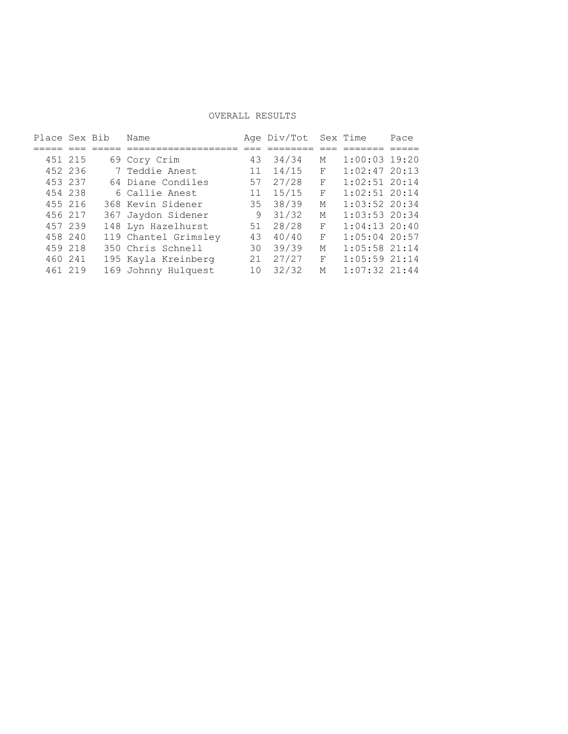OVERALL RESULTS

| Place | Sex | Bib | Name | Age | Div/Tot | Sex | Time | Pace |
|---|---|---|---|---|---|---|---|---|
| 451 | 215 | 69 | Cory Crim | 43 | 34/34 | M | 1:00:03 | 19:20 |
| 452 | 236 | 7 | Teddie Anest | 11 | 14/15 | F | 1:02:47 | 20:13 |
| 453 | 237 | 64 | Diane Condiles | 57 | 27/28 | F | 1:02:51 | 20:14 |
| 454 | 238 | 6 | Callie Anest | 11 | 15/15 | F | 1:02:51 | 20:14 |
| 455 | 216 | 368 | Kevin Sidener | 35 | 38/39 | M | 1:03:52 | 20:34 |
| 456 | 217 | 367 | Jaydon Sidener | 9 | 31/32 | M | 1:03:53 | 20:34 |
| 457 | 239 | 148 | Lyn Hazelhurst | 51 | 28/28 | F | 1:04:13 | 20:40 |
| 458 | 240 | 119 | Chantel Grimsley | 43 | 40/40 | F | 1:05:04 | 20:57 |
| 459 | 218 | 350 | Chris Schnell | 30 | 39/39 | M | 1:05:58 | 21:14 |
| 460 | 241 | 195 | Kayla Kreinberg | 21 | 27/27 | F | 1:05:59 | 21:14 |
| 461 | 219 | 169 | Johnny Hulquest | 10 | 32/32 | M | 1:07:32 | 21:44 |